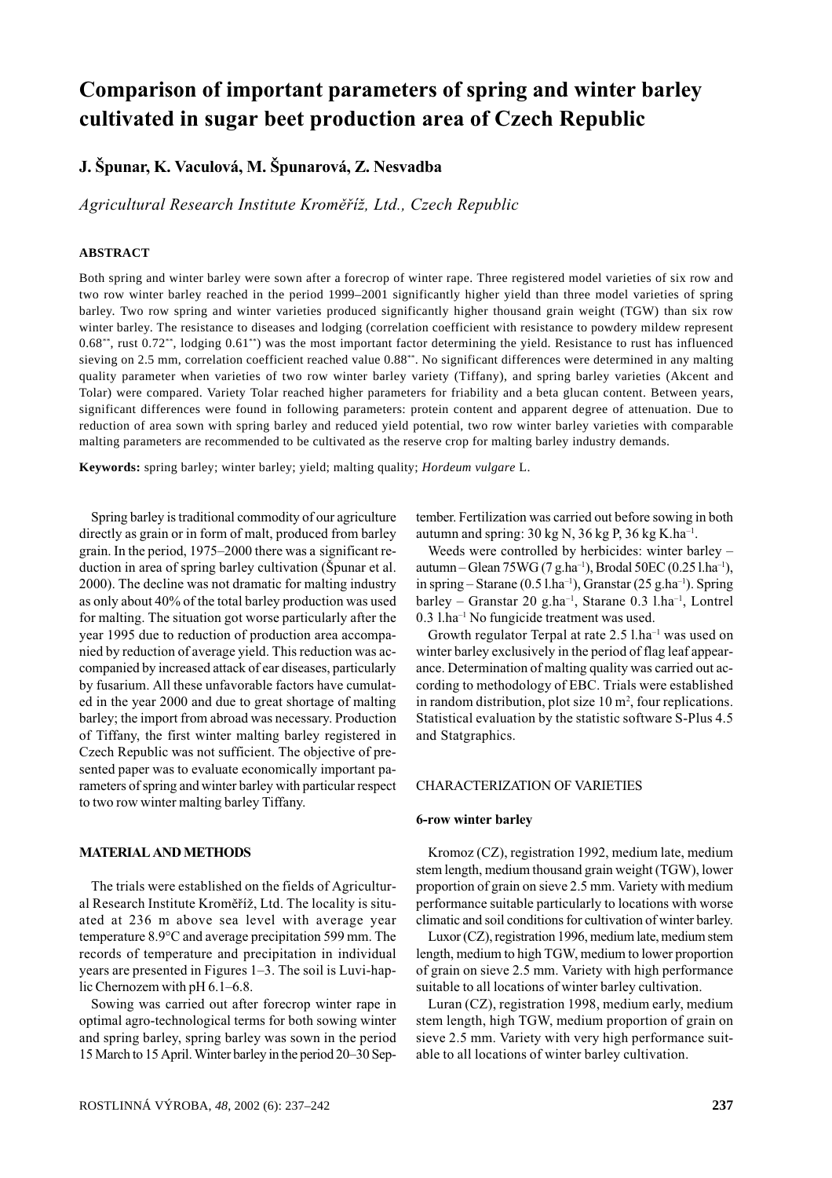# Comparison of important parameters of spring and winter barley cultivated in sugar beet production area of Czech Republic

**J. Špunar, K. Vaculová, M. Špunarová, Z. Nesvadba**

*Agricultural Research Institute Kroměříž, Ltd., Czech Republic*

## ABSTRACT

Both spring and winter barley were sown after a forecrop of winter rape. Three registered model varieties of six row and two row winter barley reached in the period 1999–2001 significantly higher yield than three model varieties of spring barley. Two row spring and winter varieties produced significantly higher thousand grain weight (TGW) than six row winter barley. The resistance to diseases and lodging (correlation coefficient with resistance to powdery mildew represent 0.68**, rust 0.72**, lodging 0.61**) was the most important factor determining the yield. Resistance to rust has influenced sieving on 2.5 mm, correlation coefficient reached value 0.88**. No significant differences were determined in any malting quality parameter when varieties of two row winter barley variety (Tiffany), and spring barley varieties (Akcent and Tolar) were compared. Variety Tolar reached higher parameters for friability and a beta glucan content. Between years, significant differences were found in following parameters: protein content and apparent degree of attenuation. Due to reduction of area sown with spring barley and reduced yield potential, two row winter barley varieties with comparable malting parameters are recommended to be cultivated as the reserve crop for malting barley industry demands.

**Keywords:** spring barley; winter barley; yield; malting quality; *Hordeum vulgare* L.

Spring barley is traditional commodity of our agriculture directly as grain or in form of malt, produced from barley grain. In the period, 1975–2000 there was a significant reduction in area of spring barley cultivation (Špunar et al. 2000). The decline was not dramatic for malting industry as only about 40% of the total barley production was used for malting. The situation got worse particularly after the year 1995 due to reduction of production area accompanied by reduction of average yield. This reduction was accompanied by increased attack of ear diseases, particularly by fusarium. All these unfavorable factors have cumulated in the year 2000 and due to great shortage of malting barley; the import from abroad was necessary. Production of Tiffany, the first winter malting barley registered in Czech Republic was not sufficient. The objective of presented paper was to evaluate economically important parameters of spring and winter barley with particular respect to two row winter malting barley Tiffany.

## MATERIAL AND METHODS

The trials were established on the fields of Agricultural Research Institute Kroměříž, Ltd. The locality is situated at 236 m above sea level with average year temperature 8.9°C and average precipitation 599 mm. The records of temperature and precipitation in individual years are presented in Figures 1–3. The soil is Luvi-haplic Chernozem with pH 6.1–6.8.

Sowing was carried out after forecrop winter rape in optimal agro-technological terms for both sowing winter and spring barley, spring barley was sown in the period 15 March to 15 April. Winter barley in the period 20–30 September. Fertilization was carried out before sowing in both autumn and spring: 30 kg N, 36 kg P, 36 kg K.ha$^{-1}$.

Weeds were controlled by herbicides: winter barley – autumn – Glean 75WG (7 g.ha$^{-1}$), Brodal 50EC (0.25 l.ha$^{-1}$), in spring – Starane (0.5 l.ha$^{-1}$), Granstar (25 g.ha$^{-1}$). Spring barley – Granstar 20 g.ha$^{-1}$, Starane 0.3 l.ha$^{-1}$, Lontrel 0.3 l.ha$^{-1}$ No fungicide treatment was used.

Growth regulator Terpal at rate 2.5 l.ha$^{-1}$ was used on winter barley exclusively in the period of flag leaf appearance. Determination of malting quality was carried out according to methodology of EBC. Trials were established in random distribution, plot size 10 m$^2$, four replications. Statistical evaluation by the statistic software S-Plus 4.5 and Statgraphics.

## CHARACTERIZATION OF VARIETIES

### 6-row winter barley

Kromoz (CZ), registration 1992, medium late, medium stem length, medium thousand grain weight (TGW), lower proportion of grain on sieve 2.5 mm. Variety with medium performance suitable particularly to locations with worse climatic and soil conditions for cultivation of winter barley.

Luxor (CZ), registration 1996, medium late, medium stem length, medium to high TGW, medium to lower proportion of grain on sieve 2.5 mm. Variety with high performance suitable to all locations of winter barley cultivation.

Luran (CZ), registration 1998, medium early, medium stem length, high TGW, medium proportion of grain on sieve 2.5 mm. Variety with very high performance suitable to all locations of winter barley cultivation.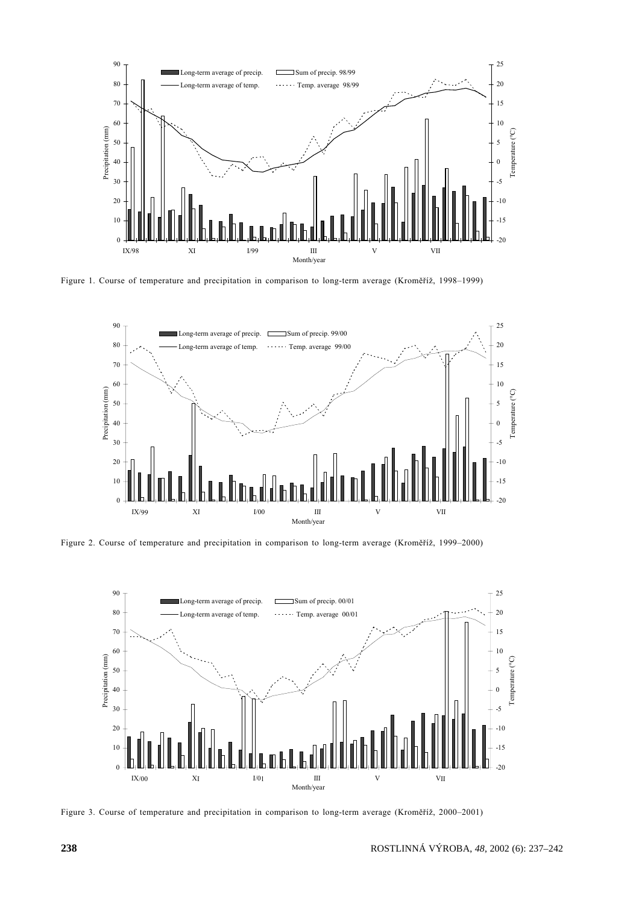Figure 1. Course of temperature and precipitation in comparison to long-term average (Kroměříž, 1998–1999)

Figure 2. Course of temperature and precipitation in comparison to long-term average (Kroměříž, 1999–2000)

Figure 3. Course of temperature and precipitation in comparison to long-term average (Kroměříž, 2000–2001)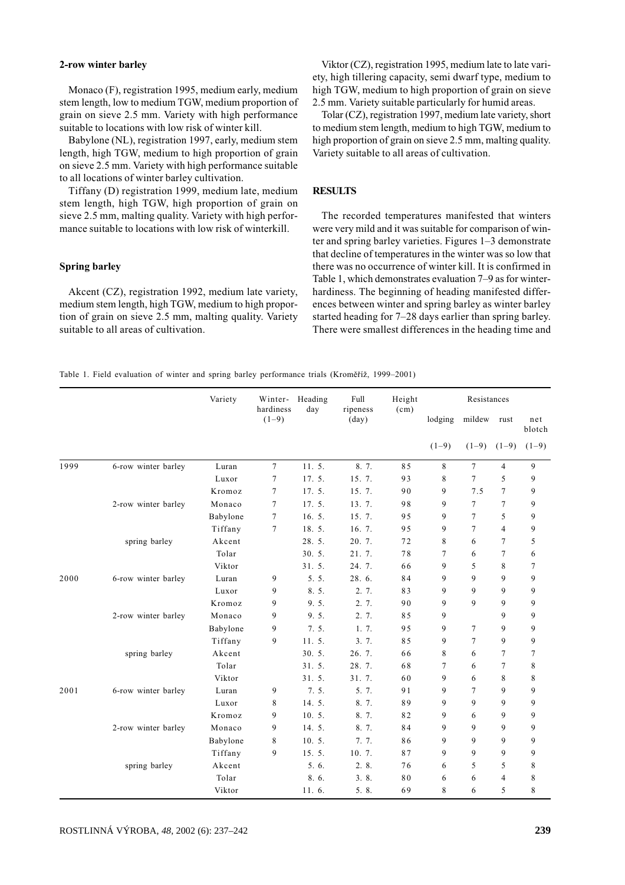### 2-row winter barley

Monaco (F), registration 1995, medium early, medium stem length, low to medium TGW, medium proportion of grain on sieve 2.5 mm. Variety with high performance suitable to locations with low risk of winter kill.

Babylone (NL), registration 1997, early, medium stem length, high TGW, medium to high proportion of grain on sieve 2.5 mm. Variety with high performance suitable to all locations of winter barley cultivation.

Tiffany (D) registration 1999, medium late, medium stem length, high TGW, high proportion of grain on sieve 2.5 mm, malting quality. Variety with high performance suitable to locations with low risk of winterkill.

### Spring barley

Akcent (CZ), registration 1992, medium late variety, medium stem length, high TGW, medium to high proportion of grain on sieve 2.5 mm, malting quality. Variety suitable to all areas of cultivation.

Viktor (CZ), registration 1995, medium late to late variety, high tillering capacity, semi dwarf type, medium to high TGW, medium to high proportion of grain on sieve 2.5 mm. Variety suitable particularly for humid areas.

Tolar (CZ), registration 1997, medium late variety, short to medium stem length, medium to high TGW, medium to high proportion of grain on sieve 2.5 mm, malting quality. Variety suitable to all areas of cultivation.

## RESULTS

The recorded temperatures manifested that winters were very mild and it was suitable for comparison of winter and spring barley varieties. Figures 1–3 demonstrate that decline of temperatures in the winter was so low that there was no occurrence of winter kill. It is confirmed in Table 1, which demonstrates evaluation 7–9 as for winterhardiness. The beginning of heading manifested differences between winter and spring barley as winter barley started heading for 7–28 days earlier than spring barley. There were smallest differences in the heading time and

Table 1. Field evaluation of winter and spring barley performance trials (Kroměříž, 1999–2001)

| | | Variety | Winter-hardiness (1–9) | Heading day | Full ripeness (day) | Height (cm) | Resistances | | | |
|---|---|---|---|---|---|---|---|---|---|---|
| | | | | | | | lodging (1–9) | mildew (1–9) | rust (1–9) | net blotch (1–9) |
| 1999 | 6-row winter barley | Luran | 7 | 11. 5. | 8. 7. | 85 | 8 | 7 | 4 | 9 |
| | | Luxor | 7 | 17. 5. | 15. 7. | 93 | 8 | 7 | 5 | 9 |
| | | Kromoz | 7 | 17. 5. | 15. 7. | 90 | 9 | 7.5 | 7 | 9 |
| | 2-row winter barley | Monaco | 7 | 17. 5. | 13. 7. | 98 | 9 | 7 | 7 | 9 |
| | | Babylone | 7 | 16. 5. | 15. 7. | 95 | 9 | 7 | 5 | 9 |
| | | Tiffany | 7 | 18. 5. | 16. 7. | 95 | 9 | 7 | 4 | 9 |
| | spring barley | Akcent | | 28. 5. | 20. 7. | 72 | 8 | 6 | 7 | 5 |
| | | Tolar | | 30. 5. | 21. 7. | 78 | 7 | 6 | 7 | 6 |
| | | Viktor | | 31. 5. | 24. 7. | 66 | 9 | 5 | 8 | 7 |
| 2000 | 6-row winter barley | Luran | 9 | 5. 5. | 28. 6. | 84 | 9 | 9 | 9 | 9 |
| | | Luxor | 9 | 8. 5. | 2. 7. | 83 | 9 | 9 | 9 | 9 |
| | | Kromoz | 9 | 9. 5. | 2. 7. | 90 | 9 | 9 | 9 | 9 |
| | 2-row winter barley | Monaco | 9 | 9. 5. | 2. 7. | 85 | 9 | | 9 | 9 |
| | | Babylone | 9 | 7. 5. | 1. 7. | 95 | 9 | 7 | 9 | 9 |
| | | Tiffany | 9 | 11. 5. | 3. 7. | 85 | 9 | 7 | 9 | 9 |
| | spring barley | Akcent | | 30. 5. | 26. 7. | 66 | 8 | 6 | 7 | 7 |
| | | Tolar | | 31. 5. | 28. 7. | 68 | 7 | 6 | 7 | 8 |
| | | Viktor | | 31. 5. | 31. 7. | 60 | 9 | 6 | 8 | 8 |
| 2001 | 6-row winter barley | Luran | 9 | 7. 5. | 5. 7. | 91 | 9 | 7 | 9 | 9 |
| | | Luxor | 8 | 14. 5. | 8. 7. | 89 | 9 | 9 | 9 | 9 |
| | | Kromoz | 9 | 10. 5. | 8. 7. | 82 | 9 | 6 | 9 | 9 |
| | 2-row winter barley | Monaco | 9 | 14. 5. | 8. 7. | 84 | 9 | 9 | 9 | 9 |
| | | Babylone | 8 | 10. 5. | 7. 7. | 86 | 9 | 9 | 9 | 9 |
| | | Tiffany | 9 | 15. 5. | 10. 7. | 87 | 9 | 9 | 9 | 9 |
| | spring barley | Akcent | | 5. 6. | 2. 8. | 76 | 6 | 5 | 5 | 8 |
| | | Tolar | | 8. 6. | 3. 8. | 80 | 6 | 6 | 4 | 8 |
| | | Viktor | | 11. 6. | 5. 8. | 69 | 8 | 6 | 5 | 8 |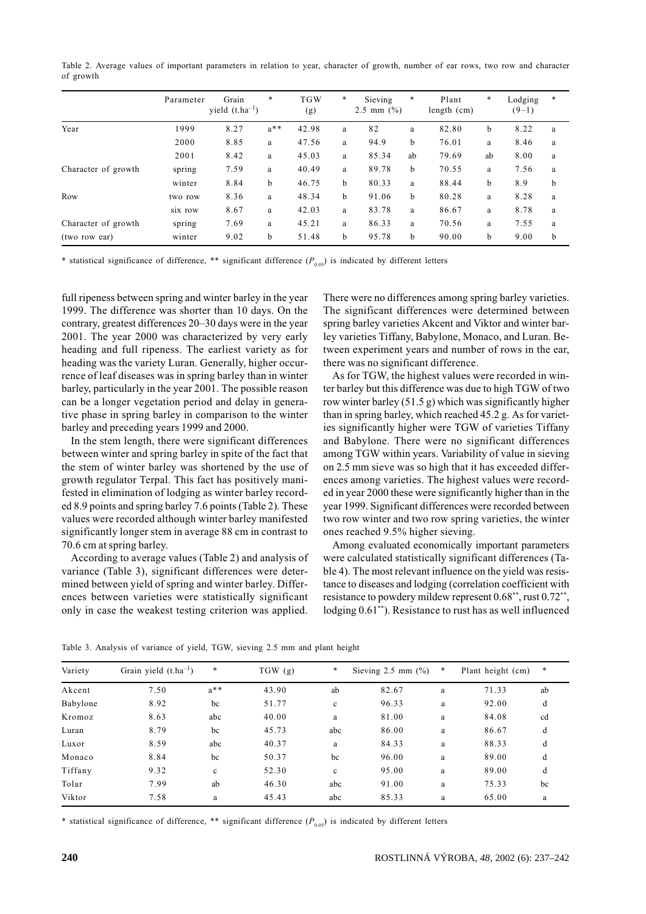Table 2. Average values of important parameters in relation to year, character of growth, number of ear rows, two row and character of growth

| | Parameter | Grain yield (t.ha$^{-1}$) | * | TGW (g) | * | Sieving 2.5 mm (%) | * | Plant length (cm) | * | Lodging (9–1) | * |
|---|---|---|---|---|---|---|---|---|---|---|---|
| Year | 1999 | 8.27 | a** | 42.98 | a | 82 | a | 82.80 | b | 8.22 | a |
| | 2000 | 8.85 | a | 47.56 | a | 94.9 | b | 76.01 | a | 8.46 | a |
| | 2001 | 8.42 | a | 45.03 | a | 85.34 | ab | 79.69 | ab | 8.00 | a |
| Character of growth | spring | 7.59 | a | 40.49 | a | 89.78 | b | 70.55 | a | 7.56 | a |
| | winter | 8.84 | b | 46.75 | b | 80.33 | a | 88.44 | b | 8.9 | b |
| Row | two row | 8.36 | a | 48.34 | b | 91.06 | b | 80.28 | a | 8.28 | a |
| | six row | 8.67 | a | 42.03 | a | 83.78 | a | 86.67 | a | 8.78 | a |
| Character of growth | spring | 7.69 | a | 45.21 | a | 86.33 | a | 70.56 | a | 7.55 | a |
| (two row ear) | winter | 9.02 | b | 51.48 | b | 95.78 | b | 90.00 | b | 9.00 | b |

* statistical significance of difference, ** significant difference ($P_{0.05}$) is indicated by different letters

full ripeness between spring and winter barley in the year 1999. The difference was shorter than 10 days. On the contrary, greatest differences 20–30 days were in the year 2001. The year 2000 was characterized by very early heading and full ripeness. The earliest variety as for heading was the variety Luran. Generally, higher occurrence of leaf diseases was in spring barley than in winter barley, particularly in the year 2001. The possible reason can be a longer vegetation period and delay in generative phase in spring barley in comparison to the winter barley and preceding years 1999 and 2000.

In the stem length, there were significant differences between winter and spring barley in spite of the fact that the stem of winter barley was shortened by the use of growth regulator Terpal. This fact has positively manifested in elimination of lodging as winter barley recorded 8.9 points and spring barley 7.6 points (Table 2). These values were recorded although winter barley manifested significantly longer stem in average 88 cm in contrast to 70.6 cm at spring barley.

According to average values (Table 2) and analysis of variance (Table 3), significant differences were determined between yield of spring and winter barley. Differences between varieties were statistically significant only in case the weakest testing criterion was applied. There were no differences among spring barley varieties. The significant differences were determined between spring barley varieties Akcent and Viktor and winter barley varieties Tiffany, Babylone, Monaco, and Luran. Between experiment years and number of rows in the ear, there was no significant difference.

As for TGW, the highest values were recorded in winter barley but this difference was due to high TGW of two row winter barley (51.5 g) which was significantly higher than in spring barley, which reached 45.2 g. As for varieties significantly higher were TGW of varieties Tiffany and Babylone. There were no significant differences among TGW within years. Variability of value in sieving on 2.5 mm sieve was so high that it has exceeded differences among varieties. The highest values were recorded in year 2000 these were significantly higher than in the year 1999. Significant differences were recorded between two row winter and two row spring varieties, the winter ones reached 9.5% higher sieving.

Among evaluated economically important parameters were calculated statistically significant differences (Table 4). The most relevant influence on the yield was resistance to diseases and lodging (correlation coefficient with resistance to powdery mildew represent 0.68**, rust 0.72**, lodging 0.61**). Resistance to rust has as well influenced

Table 3. Analysis of variance of yield, TGW, sieving 2.5 mm and plant height

| Variety | Grain yield (t.ha$^{-1}$) | * | TGW (g) | * | Sieving 2.5 mm (%) | * | Plant height (cm) | * |
|---|---|---|---|---|---|---|---|---|
| Akcent | 7.50 | a** | 43.90 | ab | 82.67 | a | 71.33 | ab |
| Babylone | 8.92 | bc | 51.77 | c | 96.33 | a | 92.00 | d |
| Kromoz | 8.63 | abc | 40.00 | a | 81.00 | a | 84.08 | cd |
| Luran | 8.79 | bc | 45.73 | abc | 86.00 | a | 86.67 | d |
| Luxor | 8.59 | abc | 40.37 | a | 84.33 | a | 88.33 | d |
| Monaco | 8.84 | bc | 50.37 | bc | 96.00 | a | 89.00 | d |
| Tiffany | 9.32 | c | 52.30 | c | 95.00 | a | 89.00 | d |
| Tolar | 7.99 | ab | 46.30 | abc | 91.00 | a | 75.33 | bc |
| Viktor | 7.58 | a | 45.43 | abc | 85.33 | a | 65.00 | a |

* statistical significance of difference, ** significant difference ($P_{0.05}$) is indicated by different letters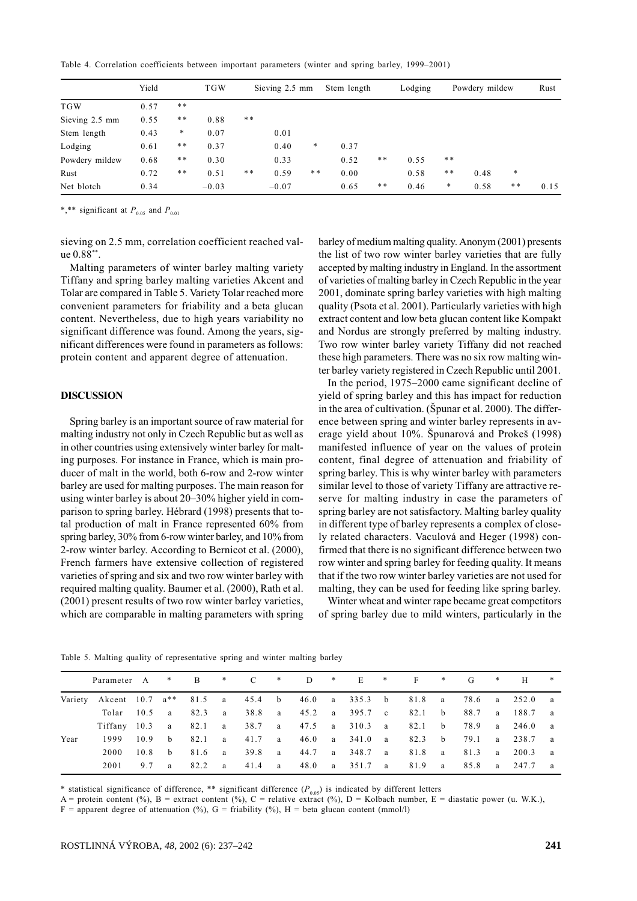Table 4. Correlation coefficients between important parameters (winter and spring barley, 1999–2001)

| | Yield | | TGW | | Sieving 2.5 mm | | Stem length | | Lodging | | Powdery mildew | | Rust |
|---|---|---|---|---|---|---|---|---|---|---|---|---|---|
| TGW | 0.57 | ** | | | | | | | | | | | |
| Sieving 2.5 mm | 0.55 | ** | 0.88 | ** | | | | | | | | | |
| Stem length | 0.43 | * | 0.07 | | 0.01 | | | | | | | | |
| Lodging | 0.61 | ** | 0.37 | | 0.40 | * | 0.37 | | | | | | |
| Powdery mildew | 0.68 | ** | 0.30 | | 0.33 | | 0.52 | ** | 0.55 | ** | | | |
| Rust | 0.72 | ** | 0.51 | ** | 0.59 | ** | 0.00 | | 0.58 | ** | 0.48 | * | |
| Net blotch | 0.34 | | −0.03 | | −0.07 | | 0.65 | ** | 0.46 | * | 0.58 | ** | 0.15 |

*,** significant at $P_{0.05}$ and $P_{0.01}$

sieving on 2.5 mm, correlation coefficient reached value 0.88**.

Malting parameters of winter barley malting variety Tiffany and spring barley malting varieties Akcent and Tolar are compared in Table 5. Variety Tolar reached more convenient parameters for friability and a beta glucan content. Nevertheless, due to high years variability no significant difference was found. Among the years, significant differences were found in parameters as follows: protein content and apparent degree of attenuation.

## DISCUSSION

Spring barley is an important source of raw material for malting industry not only in Czech Republic but as well as in other countries using extensively winter barley for malting purposes. For instance in France, which is main producer of malt in the world, both 6-row and 2-row winter barley are used for malting purposes. The main reason for using winter barley is about 20–30% higher yield in comparison to spring barley. Hébrard (1998) presents that total production of malt in France represented 60% from spring barley, 30% from 6-row winter barley, and 10% from 2-row winter barley. According to Bernicot et al. (2000), French farmers have extensive collection of registered varieties of spring and six and two row winter barley with required malting quality. Baumer et al. (2000), Rath et al. (2001) present results of two row winter barley varieties, which are comparable in malting parameters with spring barley of medium malting quality. Anonym (2001) presents the list of two row winter barley varieties that are fully accepted by malting industry in England. In the assortment of varieties of malting barley in Czech Republic in the year 2001, dominate spring barley varieties with high malting quality (Psota et al. 2001). Particularly varieties with high extract content and low beta glucan content like Kompakt and Nordus are strongly preferred by malting industry. Two row winter barley variety Tiffany did not reached these high parameters. There was no six row malting winter barley variety registered in Czech Republic until 2001.

In the period, 1975–2000 came significant decline of yield of spring barley and this has impact for reduction in the area of cultivation. (Špunar et al. 2000). The difference between spring and winter barley represents in average yield about 10%. Špunarová and Prokeš (1998) manifested influence of year on the values of protein content, final degree of attenuation and friability of spring barley. This is why winter barley with parameters similar level to those of variety Tiffany are attractive reserve for malting industry in case the parameters of spring barley are not satisfactory. Malting barley quality in different type of barley represents a complex of closely related characters. Vaculová and Heger (1998) confirmed that there is no significant difference between two row winter and spring barley for feeding quality. It means that if the two row winter barley varieties are not used for malting, they can be used for feeding like spring barley.

Winter wheat and winter rape became great competitors of spring barley due to mild winters, particularly in the

Table 5. Malting quality of representative spring and winter malting barley

| | Parameter | A | * | B | * | C | * | D | * | E | * | F | * | G | * | H | * |
|---|---|---|---|---|---|---|---|---|---|---|---|---|---|---|---|---|---|
| Variety | Akcent | 10.7 | a** | 81.5 | a | 45.4 | b | 46.0 | a | 335.3 | b | 81.8 | a | 78.6 | a | 252.0 | a |
| | Tolar | 10.5 | a | 82.3 | a | 38.8 | a | 45.2 | a | 395.7 | c | 82.1 | b | 88.7 | a | 188.7 | a |
| | Tiffany | 10.3 | a | 82.1 | a | 38.7 | a | 47.5 | a | 310.3 | a | 82.1 | b | 78.9 | a | 246.0 | a |
| Year | 1999 | 10.9 | b | 82.1 | a | 41.7 | a | 46.0 | a | 341.0 | a | 82.3 | b | 79.1 | a | 238.7 | a |
| | 2000 | 10.8 | b | 81.6 | a | 39.8 | a | 44.7 | a | 348.7 | a | 81.8 | a | 81.3 | a | 200.3 | a |
| | 2001 | 9.7 | a | 82.2 | a | 41.4 | a | 48.0 | a | 351.7 | a | 81.9 | a | 85.8 | a | 247.7 | a |

* statistical significance of difference, ** significant difference ($P_{0.05}$) is indicated by different letters

A = protein content (%), B = extract content (%), C = relative extract (%), D = Kolbach number, E = diastatic power (u. W.K.),
F = apparent degree of attenuation (%), G = friability (%), H = beta glucan content (mmol/l)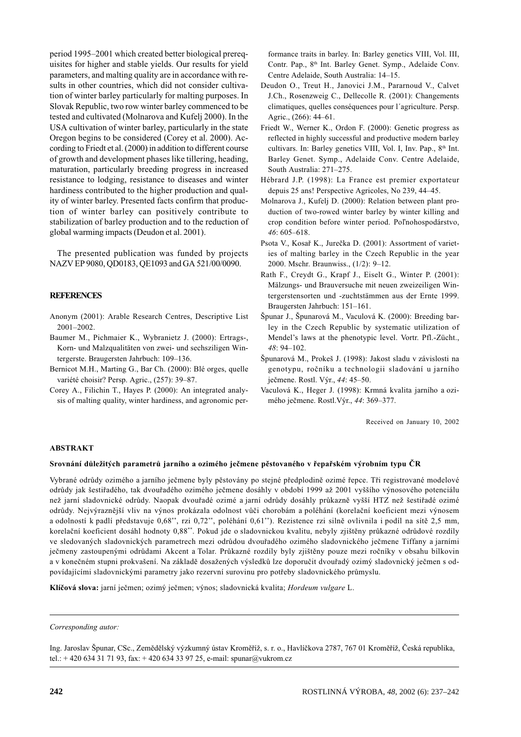period 1995–2001 which created better biological prerequisites for higher and stable yields. Our results for yield parameters, and malting quality are in accordance with results in other countries, which did not consider cultivation of winter barley particularly for malting purposes. In Slovak Republic, two row winter barley commenced to be tested and cultivated (Molnarova and Kufelj 2000). In the USA cultivation of winter barley, particularly in the state Oregon begins to be considered (Corey et al. 2000). According to Friedt et al. (2000) in addition to different course of growth and development phases like tillering, heading, maturation, particularly breeding progress in increased resistance to lodging, resistance to diseases and winter hardiness contributed to the higher production and quality of winter barley. Presented facts confirm that production of winter barley can positively contribute to stabilization of barley production and to the reduction of global warming impacts (Deudon et al. 2001).

The presented publication was funded by projects NAZV EP 9080, QD0183, QE1093 and GA 521/00/0090.

## REFERENCES

Anonym (2001): Arable Research Centres, Descriptive List 2001–2002.

Baumer M., Pichmaier K., Wybranietz J. (2000): Ertrags-, Korn- und Malzqualitäten von zwei- und sechszeiligen Wintergerste. Braugersten Jahrbuch: 109–136.

Bernicot M.H., Marting G., Bar Ch. (2000): Blé orges, quelle variété choisir? Persp. Agric., (257): 39–87.

Corey A., Filichin T., Hayes P. (2000): An integrated analysis of malting quality, winter hardiness, and agronomic performance traits in barley. In: Barley genetics VIII, Vol. III, Contr. Pap., 8th Int. Barley Genet. Symp., Adelaide Conv. Centre Adelaide, South Australia: 14–15.

Deudon O., Treut H., Janovici J.M., Pararnoud V., Calvet J.Ch., Rosenzweig C., Dellecolle R. (2001): Changements climatiques, quelles conséquences pour l´agriculture. Persp. Agric., (266): 44–61.

Friedt W., Werner K., Ordon F. (2000): Genetic progress as reflected in highly successful and productive modern barley cultivars. In: Barley genetics VIII, Vol. I, Inv. Pap., 8th Int. Barley Genet. Symp., Adelaide Conv. Centre Adelaide, South Australia: 271–275.

Hébrard J.P. (1998): La France est premier exportateur depuis 25 ans! Perspective Agricoles, No 239, 44–45.

Molnarova J., Kufelj D. (2000): Relation between plant production of two-rowed winter barley by winter killing and crop condition before winter period. Poľnohospodárstvo, *46*: 605–618.

Psota V., Kosař K., Jurečka D. (2001): Assortment of varieties of malting barley in the Czech Republic in the year 2000. Mschr. Braunwiss., (1/2): 9–12.

Rath F., Creydt G., Krapf J., Eiselt G., Winter P. (2001): Mälzungs- und Brauversuche mit neuen zweizeiligen Wintergerstensorten und -zuchtstämmen aus der Ernte 1999. Braugersten Jahrbuch: 151–161.

Špunar J., Špunarová M., Vaculová K. (2000): Breeding barley in the Czech Republic by systematic utilization of Mendel's laws at the phenotypic level. Vortr. Pfl.-Zücht., *48*: 94–102.

Špunarová M., Prokeš J. (1998): Jakost sladu v závislosti na genotypu, ročníku a technologii sladování u jarního ječmene. Rostl. Výr., *44*: 45–50.

Vaculová K., Heger J. (1998): Krmná kvalita jarního a ozimého ječmene. Rostl.Výr., *44*: 369–377.

Received on January 10, 2002

## ABSTRAKT

**Srovnání důležitých parametrů jarního a ozimého ječmene pěstovaného v řepařském výrobním typu ČR**

Vybrané odrůdy ozimého a jarního ječmene byly pěstovány po stejné předplodině ozimé řepce. Tři registrované modelové odrůdy jak šestiřadého, tak dvouřadého ozimého ječmene dosáhly v období 1999 až 2001 vyššího výnosového potenciálu než jarní sladovnické odrůdy. Naopak dvouřadé ozimé a jarní odrůdy dosáhly průkazně vyšší HTZ než šestiřadé ozimé odrůdy. Nejvýraznější vliv na výnos prokázala odolnost vůči chorobám a poléhání (korelační koeficient mezi výnosem a odolností k padlí představuje 0,68**, rzi 0,72**, poléhání 0,61**). Rezistence rzi silně ovlivnila i podíl na sítě 2,5 mm, korelační koeficient dosáhl hodnoty 0,88**. Pokud jde o sladovnickou kvalitu, nebyly zjištěny průkazné odrůdové rozdíly ve sledovaných sladovnických parametrech mezi odrůdou dvouřadého ozimého sladovnického ječmene Tiffany a jarními ječmeny zastoupenými odrůdami Akcent a Tolar. Průkazné rozdíly byly zjištěny pouze mezi ročníky v obsahu bílkovin a v konečném stupni prokvašení. Na základě dosažených výsledků lze doporučit dvouřadý ozimý sladovnický ječmen s odpovídajícími sladovnickými parametry jako rezervní surovinu pro potřeby sladovnického průmyslu.

**Klíčová slova:** jarní ječmen; ozimý ječmen; výnos; sladovnická kvalita; *Hordeum vulgare* L.

---

*Corresponding autor:*

Ing. Jaroslav Špunar, CSc., Zemědělský výzkumný ústav Kroměříž, s. r. o., Havlíčkova 2787, 767 01 Kroměříž, Česká republika, tel.: + 420 634 31 71 93, fax: + 420 634 33 97 25, e-mail: spunar@vukrom.cz